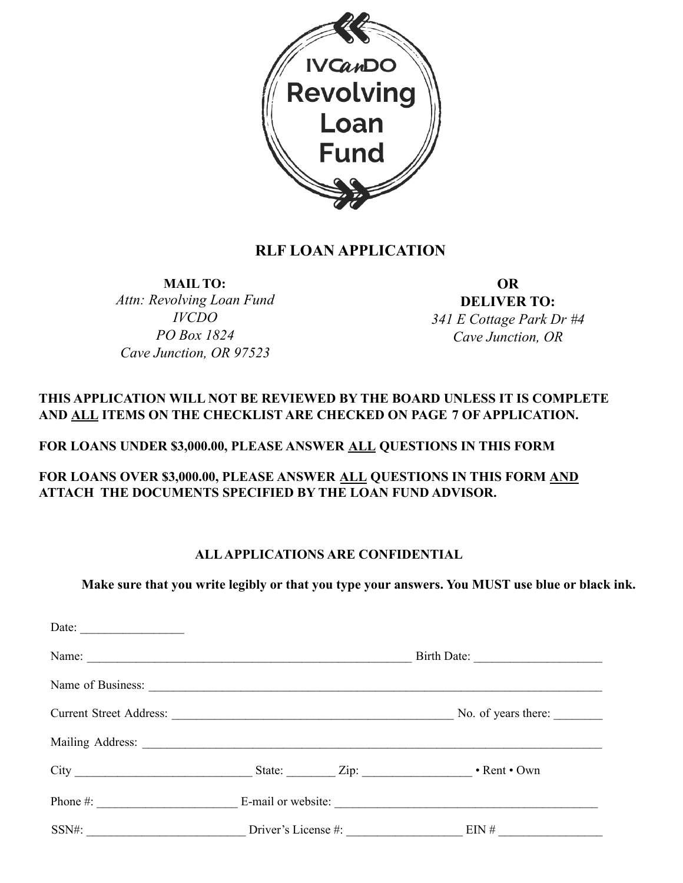IVCanDO Revolving Loan Fund

# RLF LOAN APPLICATION

**MAIL TO:**
*Attn: Revolving Loan Fund*
*IVCDO*
*PO Box 1824*
*Cave Junction, OR 97523*

**OR**
**DELIVER TO:**
*341 E Cottage Park Dr #4*
*Cave Junction, OR*

**THIS APPLICATION WILL NOT BE REVIEWED BY THE BOARD UNLESS IT IS COMPLETE AND <u>ALL</u> ITEMS ON THE CHECKLIST ARE CHECKED ON PAGE 7 OF APPLICATION.**

**FOR LOANS UNDER $3,000.00, PLEASE ANSWER <u>ALL</u> QUESTIONS IN THIS FORM**

**FOR LOANS OVER $3,000.00, PLEASE ANSWER <u>ALL</u> QUESTIONS IN THIS FORM <u>AND</u> ATTACH THE DOCUMENTS SPECIFIED BY THE LOAN FUND ADVISOR.**

**ALL APPLICATIONS ARE CONFIDENTIAL**

**Make sure that you write legibly or that you type your answers. You MUST use blue or black ink.**

Date: _________________

Name: _______________________________________________________ Birth Date: _____________________

Name of Business: ____________________________________________________________________________

Current Street Address: _______________________________________________ No. of years there: ________

Mailing Address: _____________________________________________________________________________

City _____________________________ State: ________ Zip: _________________ • Rent • Own

Phone #: _______________________ E-mail or website: __________________________________________

SSN#: __________________________ Driver's License #: ___________________ EIN # _________________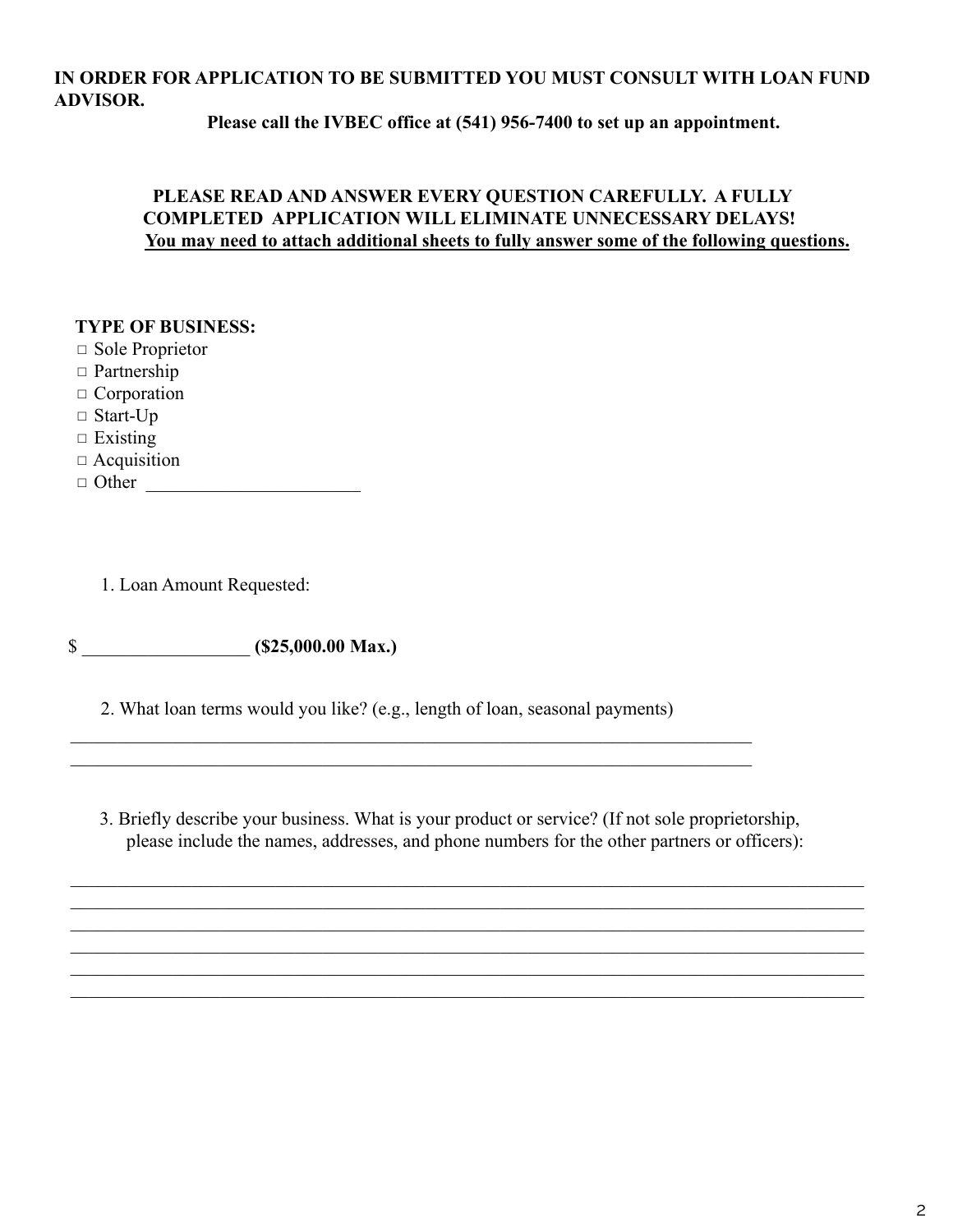**IN ORDER FOR APPLICATION TO BE SUBMITTED YOU MUST CONSULT WITH LOAN FUND ADVISOR.**

**Please call the IVBEC office at (541) 956-7400 to set up an appointment.**

**PLEASE READ AND ANSWER EVERY QUESTION CAREFULLY. A FULLY COMPLETED APPLICATION WILL ELIMINATE UNNECESSARY DELAYS!**
**<u>You may need to attach additional sheets to fully answer some of the following questions.</u>**

**TYPE OF BUSINESS:**

- ☐ Sole Proprietor
- ☐ Partnership
- ☐ Corporation
- ☐ Start-Up
- ☐ Existing
- ☐ Acquisition
- ☐ Other ______________________

1. Loan Amount Requested:

$ __________________ **($25,000.00 Max.)**

2. What loan terms would you like? (e.g., length of loan, seasonal payments)

______________________________________________________________________________
______________________________________________________________________________

3. Briefly describe your business. What is your product or service? (If not sole proprietorship, please include the names, addresses, and phone numbers for the other partners or officers):

______________________________________________________________________________
______________________________________________________________________________
______________________________________________________________________________
______________________________________________________________________________
______________________________________________________________________________
______________________________________________________________________________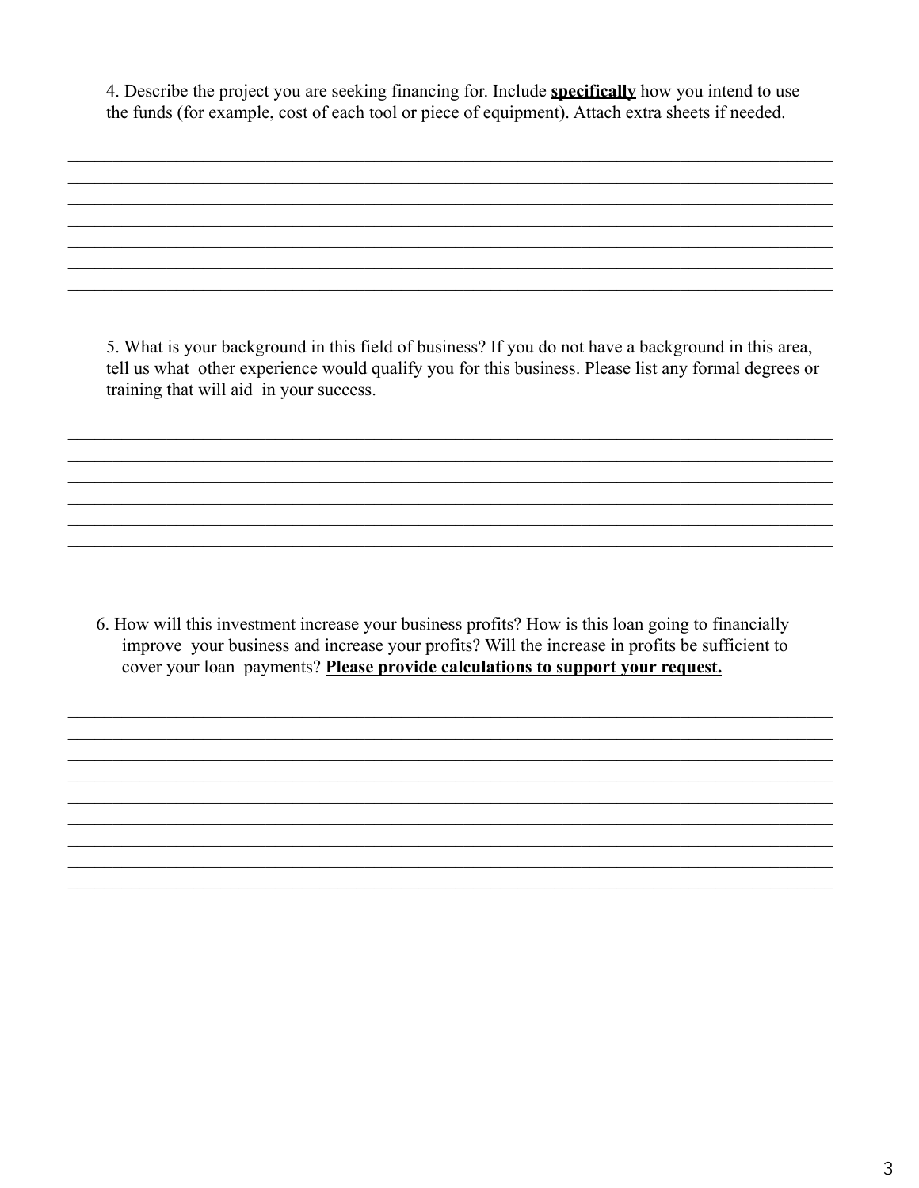4. Describe the project you are seeking financing for. Include **specifically** how you intend to use the funds (for example, cost of each tool or piece of equipment). Attach extra sheets if needed.

_____________________________________________________________________________

_____________________________________________________________________________

_____________________________________________________________________________

_____________________________________________________________________________

_____________________________________________________________________________

_____________________________________________________________________________

_____________________________________________________________________________

5. What is your background in this field of business? If you do not have a background in this area, tell us what other experience would qualify you for this business. Please list any formal degrees or training that will aid in your success.

_____________________________________________________________________________

_____________________________________________________________________________

_____________________________________________________________________________

_____________________________________________________________________________

_____________________________________________________________________________

_____________________________________________________________________________

6. How will this investment increase your business profits? How is this loan going to financially improve your business and increase your profits? Will the increase in profits be sufficient to cover your loan payments? **Please provide calculations to support your request.**

_____________________________________________________________________________

_____________________________________________________________________________

_____________________________________________________________________________

_____________________________________________________________________________

_____________________________________________________________________________

_____________________________________________________________________________

_____________________________________________________________________________

_____________________________________________________________________________

_____________________________________________________________________________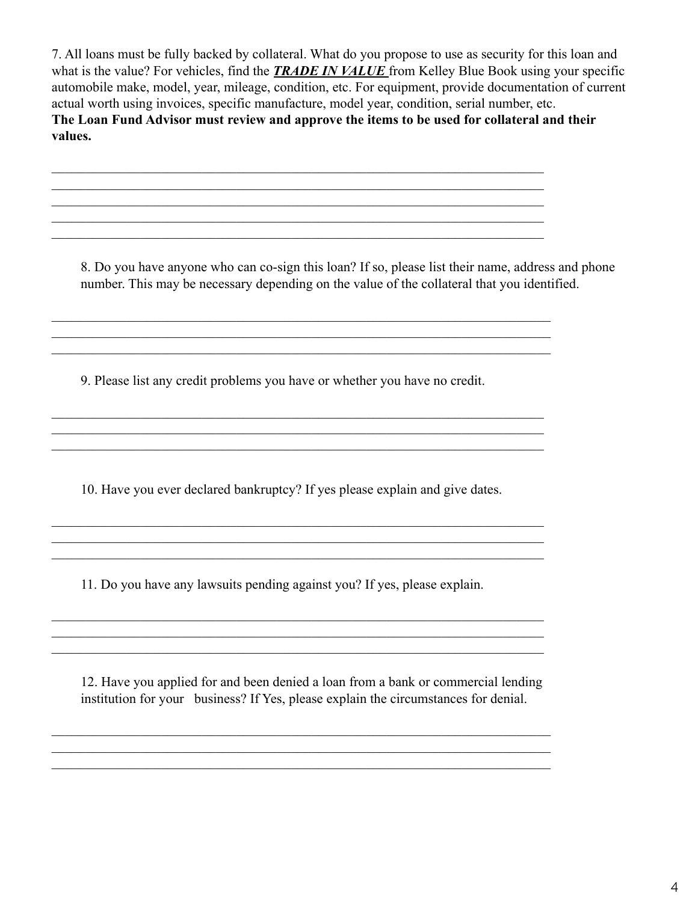7. All loans must be fully backed by collateral. What do you propose to use as security for this loan and what is the value? For vehicles, find the ***TRADE IN VALUE*** from Kelley Blue Book using your specific automobile make, model, year, mileage, condition, etc. For equipment, provide documentation of current actual worth using invoices, specific manufacture, model year, condition, serial number, etc.
**The Loan Fund Advisor must review and approve the items to be used for collateral and their values.**

_____________________________________________________________________________
_____________________________________________________________________________
_____________________________________________________________________________
_____________________________________________________________________________
_____________________________________________________________________________

8. Do you have anyone who can co-sign this loan? If so, please list their name, address and phone number. This may be necessary depending on the value of the collateral that you identified.

_____________________________________________________________________________
_____________________________________________________________________________
_____________________________________________________________________________

9. Please list any credit problems you have or whether you have no credit.

_____________________________________________________________________________
_____________________________________________________________________________
_____________________________________________________________________________

10. Have you ever declared bankruptcy? If yes please explain and give dates.

_____________________________________________________________________________
_____________________________________________________________________________
_____________________________________________________________________________

11. Do you have any lawsuits pending against you? If yes, please explain.

_____________________________________________________________________________
_____________________________________________________________________________
_____________________________________________________________________________

12. Have you applied for and been denied a loan from a bank or commercial lending institution for your business? If Yes, please explain the circumstances for denial.

_____________________________________________________________________________
_____________________________________________________________________________
_____________________________________________________________________________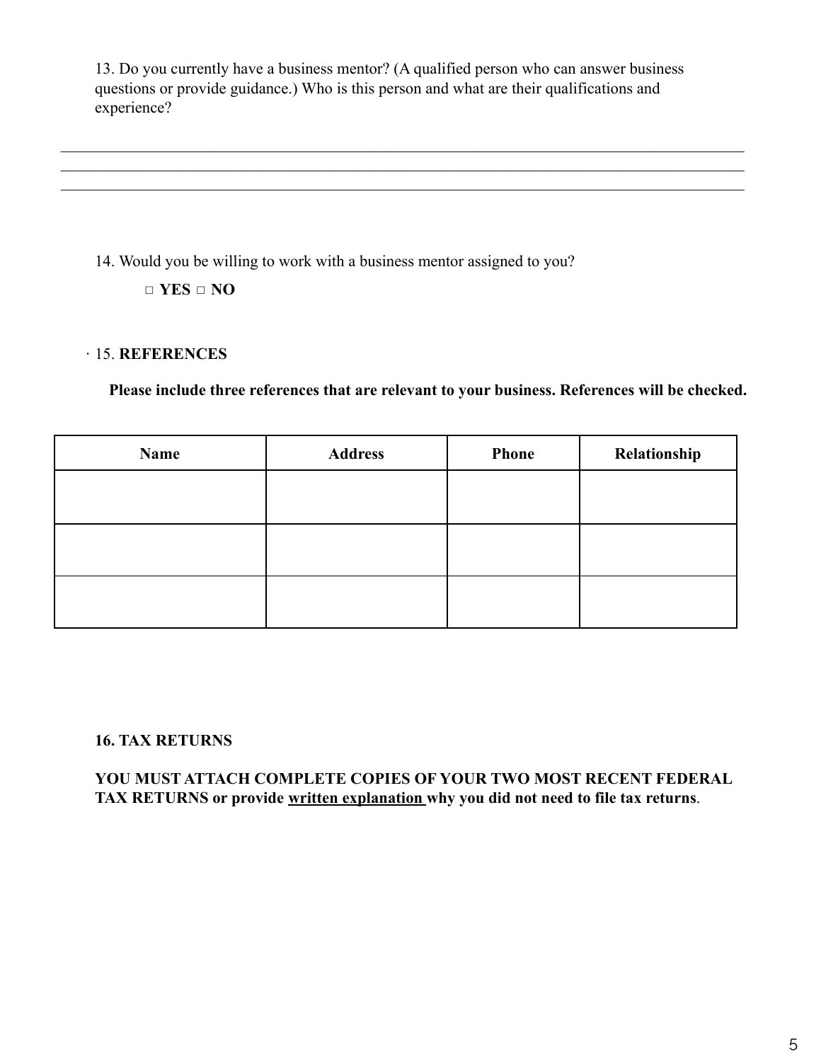13. Do you currently have a business mentor? (A qualified person who can answer business questions or provide guidance.) Who is this person and what are their qualifications and experience?

___________________________________________________________________________________________
___________________________________________________________________________________________
___________________________________________________________________________________________

14. Would you be willing to work with a business mentor assigned to you?

□ **YES** □ **NO**

· 15. **REFERENCES**

**Please include three references that are relevant to your business. References will be checked.**

| Name | Address | Phone | Relationship |
|---|---|---|---|
| | | | |
| | | | |
| | | | |

**16. TAX RETURNS**

**YOU MUST ATTACH COMPLETE COPIES OF YOUR TWO MOST RECENT FEDERAL TAX RETURNS or provide <u>written explanation</u> why you did not need to file tax returns**.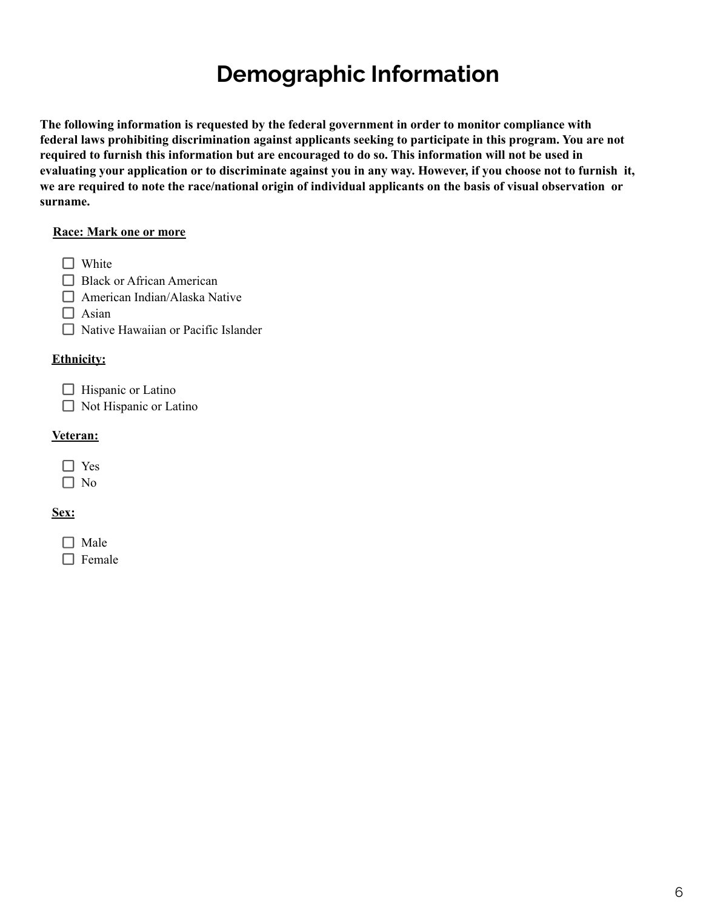# Demographic Information

**The following information is requested by the federal government in order to monitor compliance with federal laws prohibiting discrimination against applicants seeking to participate in this program. You are not required to furnish this information but are encouraged to do so. This information will not be used in evaluating your application or to discriminate against you in any way. However, if you choose not to furnish it, we are required to note the race/national origin of individual applicants on the basis of visual observation or surname.**

**Race: Mark one or more**

- ☐ White
- ☐ Black or African American
- ☐ American Indian/Alaska Native
- ☐ Asian
- ☐ Native Hawaiian or Pacific Islander

**Ethnicity:**

- ☐ Hispanic or Latino
- ☐ Not Hispanic or Latino

**Veteran:**

- ☐ Yes
- ☐ No

**Sex:**

- ☐ Male
- ☐ Female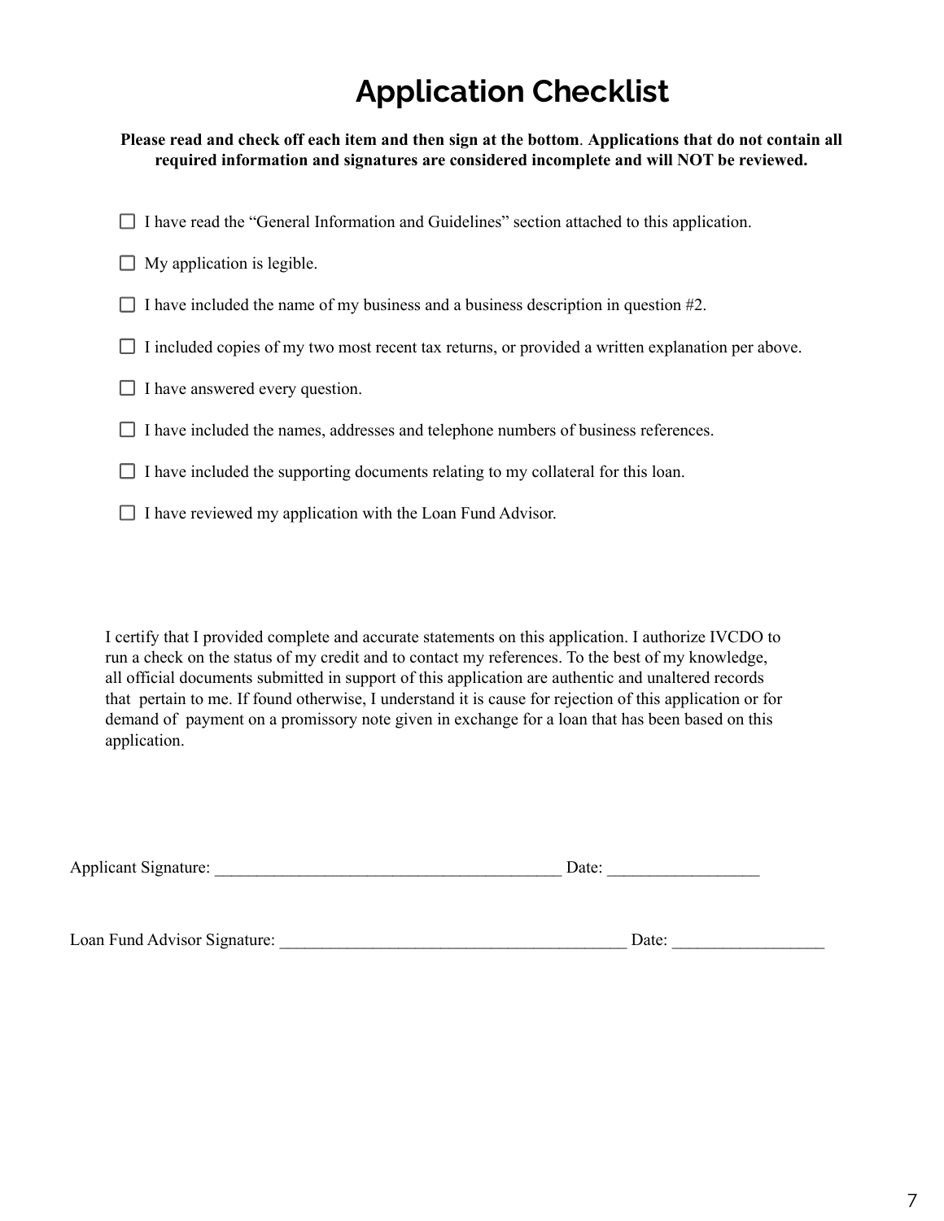# Application Checklist

**Please read and check off each item and then sign at the bottom. Applications that do not contain all required information and signatures are considered incomplete and will NOT be reviewed.**

- ☐ I have read the "General Information and Guidelines" section attached to this application.
- ☐ My application is legible.
- ☐ I have included the name of my business and a business description in question #2.
- ☐ I included copies of my two most recent tax returns, or provided a written explanation per above.
- ☐ I have answered every question.
- ☐ I have included the names, addresses and telephone numbers of business references.
- ☐ I have included the supporting documents relating to my collateral for this loan.
- ☐ I have reviewed my application with the Loan Fund Advisor.

I certify that I provided complete and accurate statements on this application. I authorize IVCDO to run a check on the status of my credit and to contact my references. To the best of my knowledge, all official documents submitted in support of this application are authentic and unaltered records that pertain to me. If found otherwise, I understand it is cause for rejection of this application or for demand of payment on a promissory note given in exchange for a loan that has been based on this application.

Applicant Signature: ________________________________________ Date: _________________

Loan Fund Advisor Signature: ________________________________________ Date: _________________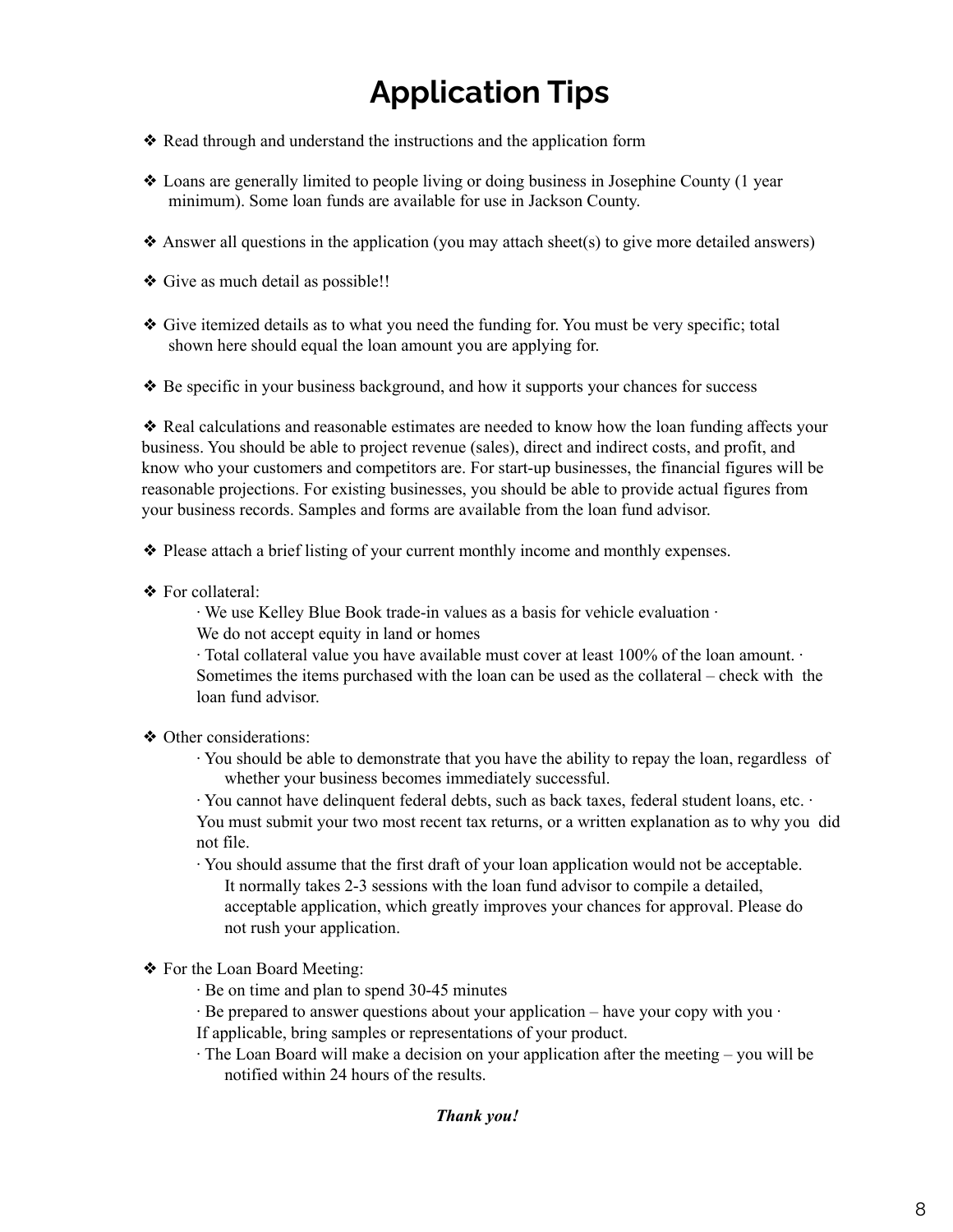# Application Tips

- ❖ Read through and understand the instructions and the application form
- ❖ Loans are generally limited to people living or doing business in Josephine County (1 year minimum). Some loan funds are available for use in Jackson County.
- ❖ Answer all questions in the application (you may attach sheet(s) to give more detailed answers)
- ❖ Give as much detail as possible!!
- ❖ Give itemized details as to what you need the funding for. You must be very specific; total shown here should equal the loan amount you are applying for.
- ❖ Be specific in your business background, and how it supports your chances for success
- ❖ Real calculations and reasonable estimates are needed to know how the loan funding affects your business. You should be able to project revenue (sales), direct and indirect costs, and profit, and know who your customers and competitors are. For start-up businesses, the financial figures will be reasonable projections. For existing businesses, you should be able to provide actual figures from your business records. Samples and forms are available from the loan fund advisor.
- ❖ Please attach a brief listing of your current monthly income and monthly expenses.
- ❖ For collateral:
  - · We use Kelley Blue Book trade-in values as a basis for vehicle evaluation
  - · We do not accept equity in land or homes
  - · Total collateral value you have available must cover at least 100% of the loan amount.
  - · Sometimes the items purchased with the loan can be used as the collateral – check with the loan fund advisor.
- ❖ Other considerations:
  - · You should be able to demonstrate that you have the ability to repay the loan, regardless of whether your business becomes immediately successful.
  - · You cannot have delinquent federal debts, such as back taxes, federal student loans, etc.
  - · You must submit your two most recent tax returns, or a written explanation as to why you did not file.
  - · You should assume that the first draft of your loan application would not be acceptable. It normally takes 2-3 sessions with the loan fund advisor to compile a detailed, acceptable application, which greatly improves your chances for approval. Please do not rush your application.
- ❖ For the Loan Board Meeting:
  - · Be on time and plan to spend 30-45 minutes
  - · Be prepared to answer questions about your application – have your copy with you
  - · If applicable, bring samples or representations of your product.
  - · The Loan Board will make a decision on your application after the meeting – you will be notified within 24 hours of the results.

***Thank you!***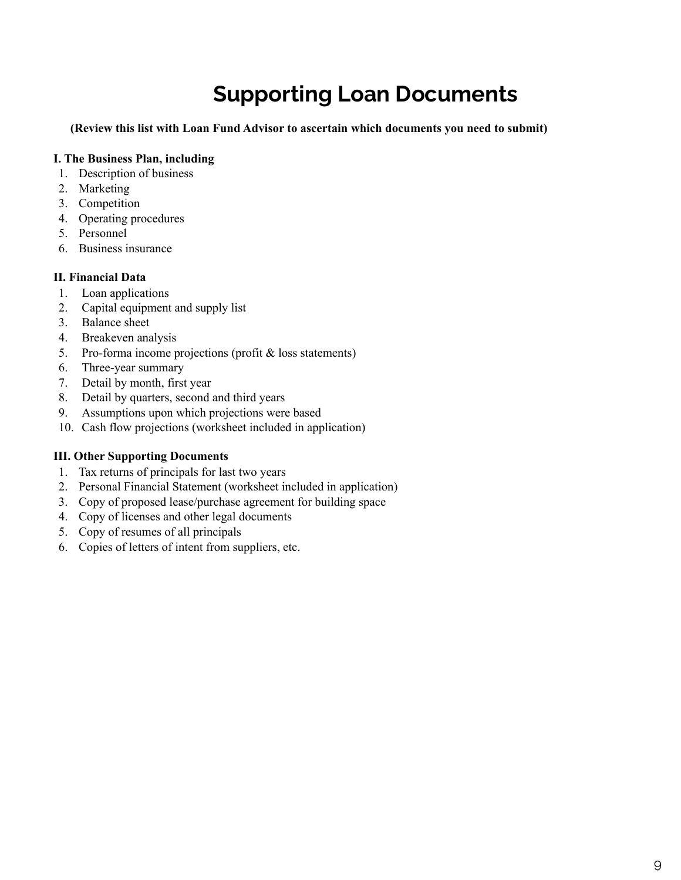# Supporting Loan Documents

**(Review this list with Loan Fund Advisor to ascertain which documents you need to submit)**

**I. The Business Plan, including**

1. Description of business
2. Marketing
3. Competition
4. Operating procedures
5. Personnel
6. Business insurance

**II. Financial Data**

1. Loan applications
2. Capital equipment and supply list
3. Balance sheet
4. Breakeven analysis
5. Pro-forma income projections (profit & loss statements)
6. Three-year summary
7. Detail by month, first year
8. Detail by quarters, second and third years
9. Assumptions upon which projections were based
10. Cash flow projections (worksheet included in application)

**III. Other Supporting Documents**

1. Tax returns of principals for last two years
2. Personal Financial Statement (worksheet included in application)
3. Copy of proposed lease/purchase agreement for building space
4. Copy of licenses and other legal documents
5. Copy of resumes of all principals
6. Copies of letters of intent from suppliers, etc.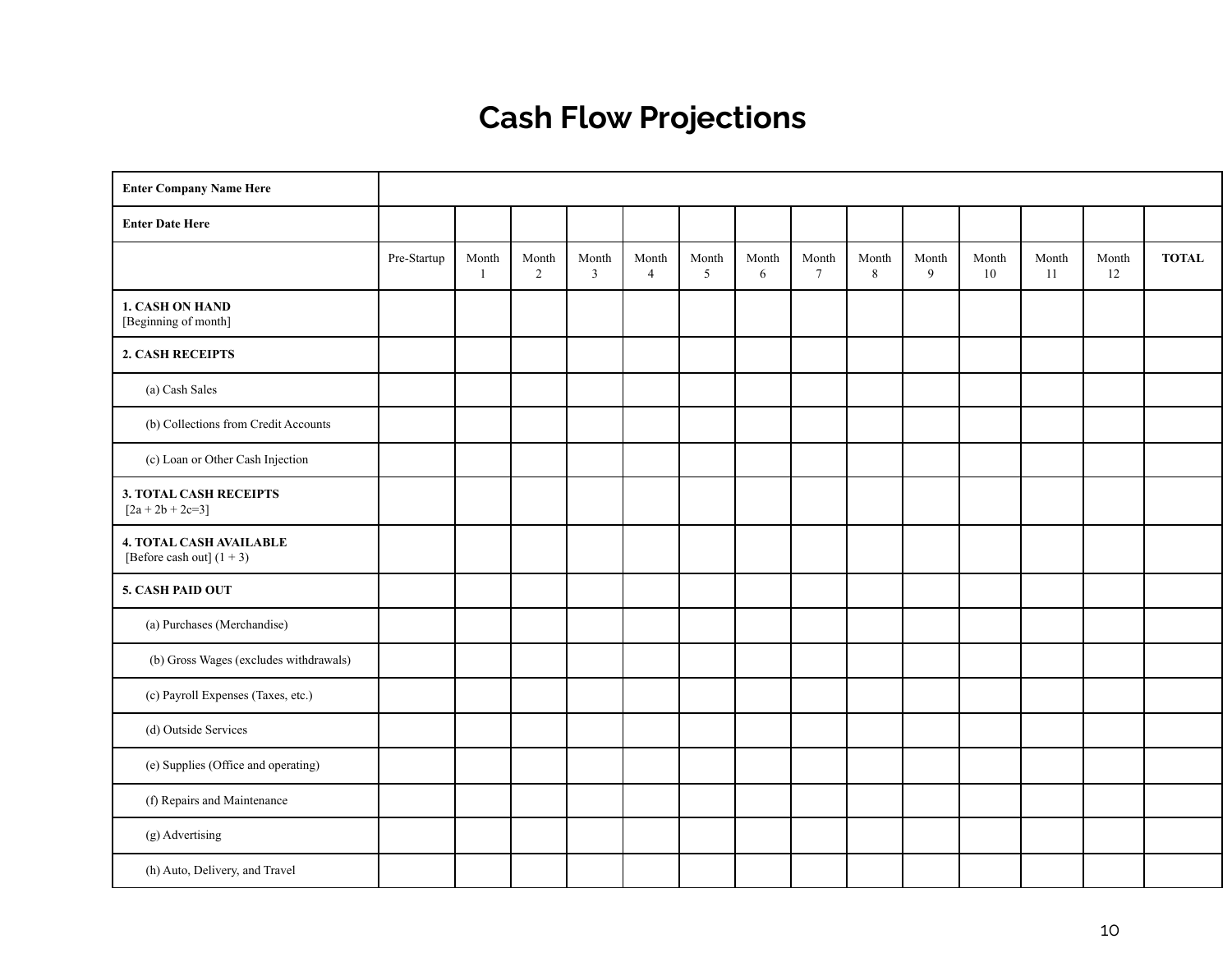# Cash Flow Projections

| **Enter Company Name Here** | | | | | | | | | | | | | | |
|---|---|---|---|---|---|---|---|---|---|---|---|---|---|---|
| **Enter Date Here** | | | | | | | | | | | | | | |
| | Pre-Startup | Month 1 | Month 2 | Month 3 | Month 4 | Month 5 | Month 6 | Month 7 | Month 8 | Month 9 | Month 10 | Month 11 | Month 12 | **TOTAL** |
| **1. CASH ON HAND** [Beginning of month] | | | | | | | | | | | | | | |
| **2. CASH RECEIPTS** | | | | | | | | | | | | | | |
| (a) Cash Sales | | | | | | | | | | | | | | |
| (b) Collections from Credit Accounts | | | | | | | | | | | | | | |
| (c) Loan or Other Cash Injection | | | | | | | | | | | | | | |
| **3. TOTAL CASH RECEIPTS** [2a + 2b + 2c=3] | | | | | | | | | | | | | | |
| **4. TOTAL CASH AVAILABLE** [Before cash out] (1 + 3) | | | | | | | | | | | | | | |
| **5. CASH PAID OUT** | | | | | | | | | | | | | | |
| (a) Purchases (Merchandise) | | | | | | | | | | | | | | |
| (b) Gross Wages (excludes withdrawals) | | | | | | | | | | | | | | |
| (c) Payroll Expenses (Taxes, etc.) | | | | | | | | | | | | | | |
| (d) Outside Services | | | | | | | | | | | | | | |
| (e) Supplies (Office and operating) | | | | | | | | | | | | | | |
| (f) Repairs and Maintenance | | | | | | | | | | | | | | |
| (g) Advertising | | | | | | | | | | | | | | |
| (h) Auto, Delivery, and Travel | | | | | | | | | | | | | | |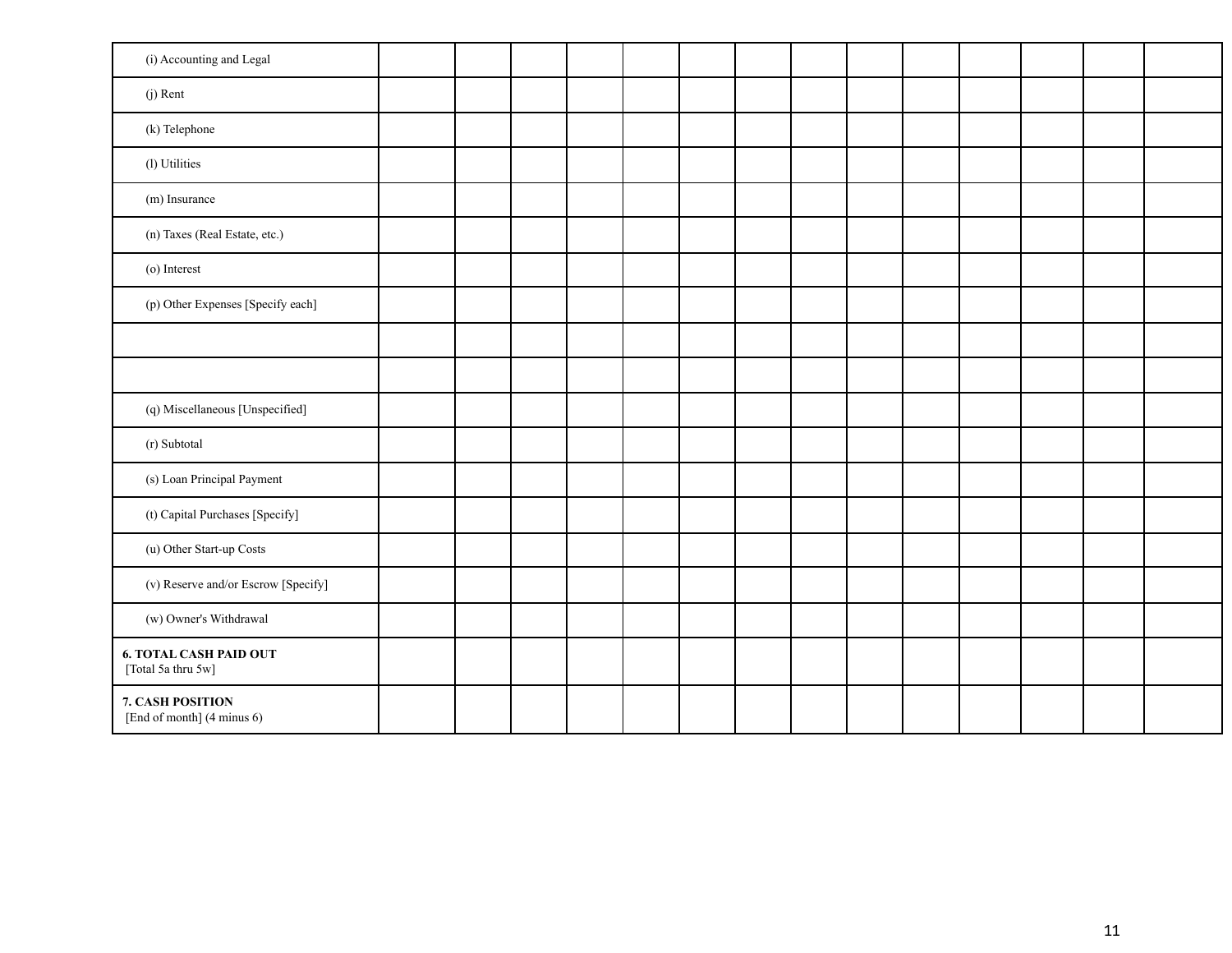| | | | | | | | | | | | | | |
|---|---|---|---|---|---|---|---|---|---|---|---|---|---|
| (i) Accounting and Legal | | | | | | | | | | | | | |
| (j) Rent | | | | | | | | | | | | | |
| (k) Telephone | | | | | | | | | | | | | |
| (l) Utilities | | | | | | | | | | | | | |
| (m) Insurance | | | | | | | | | | | | | |
| (n) Taxes (Real Estate, etc.) | | | | | | | | | | | | | |
| (o) Interest | | | | | | | | | | | | | |
| (p) Other Expenses [Specify each] | | | | | | | | | | | | | |
| | | | | | | | | | | | | | |
| | | | | | | | | | | | | | |
| (q) Miscellaneous [Unspecified] | | | | | | | | | | | | | |
| (r) Subtotal | | | | | | | | | | | | | |
| (s) Loan Principal Payment | | | | | | | | | | | | | |
| (t) Capital Purchases [Specify] | | | | | | | | | | | | | |
| (u) Other Start-up Costs | | | | | | | | | | | | | |
| (v) Reserve and/or Escrow [Specify] | | | | | | | | | | | | | |
| (w) Owner's Withdrawal | | | | | | | | | | | | | |
| **6. TOTAL CASH PAID OUT** [Total 5a thru 5w] | | | | | | | | | | | | | |
| **7. CASH POSITION** [End of month] (4 minus 6) | | | | | | | | | | | | | |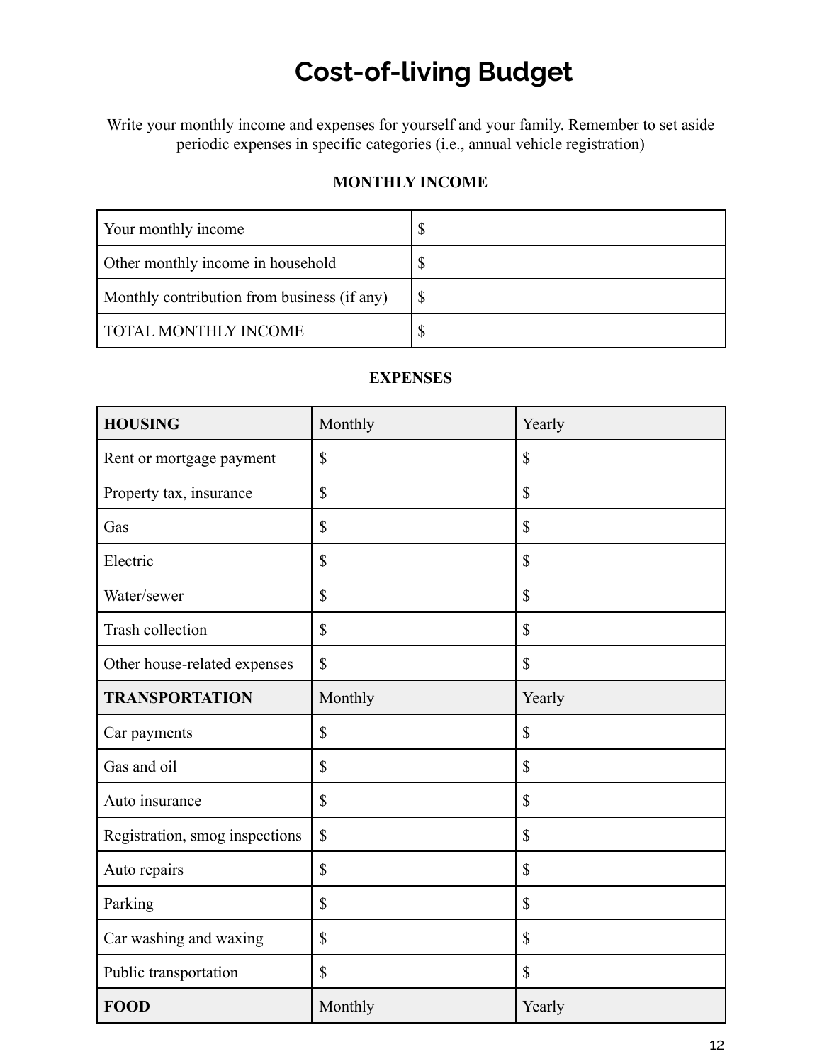# Cost-of-living Budget

Write your monthly income and expenses for yourself and your family. Remember to set aside periodic expenses in specific categories (i.e., annual vehicle registration)

**MONTHLY INCOME**

| | |
|---|---|
| Your monthly income | $ |
| Other monthly income in household | $ |
| Monthly contribution from business (if any) | $ |
| TOTAL MONTHLY INCOME | $ |

**EXPENSES**

| **HOUSING** | Monthly | Yearly |
|---|---|---|
| Rent or mortgage payment | $ | $ |
| Property tax, insurance | $ | $ |
| Gas | $ | $ |
| Electric | $ | $ |
| Water/sewer | $ | $ |
| Trash collection | $ | $ |
| Other house-related expenses | $ | $ |
| **TRANSPORTATION** | Monthly | Yearly |
| Car payments | $ | $ |
| Gas and oil | $ | $ |
| Auto insurance | $ | $ |
| Registration, smog inspections | $ | $ |
| Auto repairs | $ | $ |
| Parking | $ | $ |
| Car washing and waxing | $ | $ |
| Public transportation | $ | $ |
| **FOOD** | Monthly | Yearly |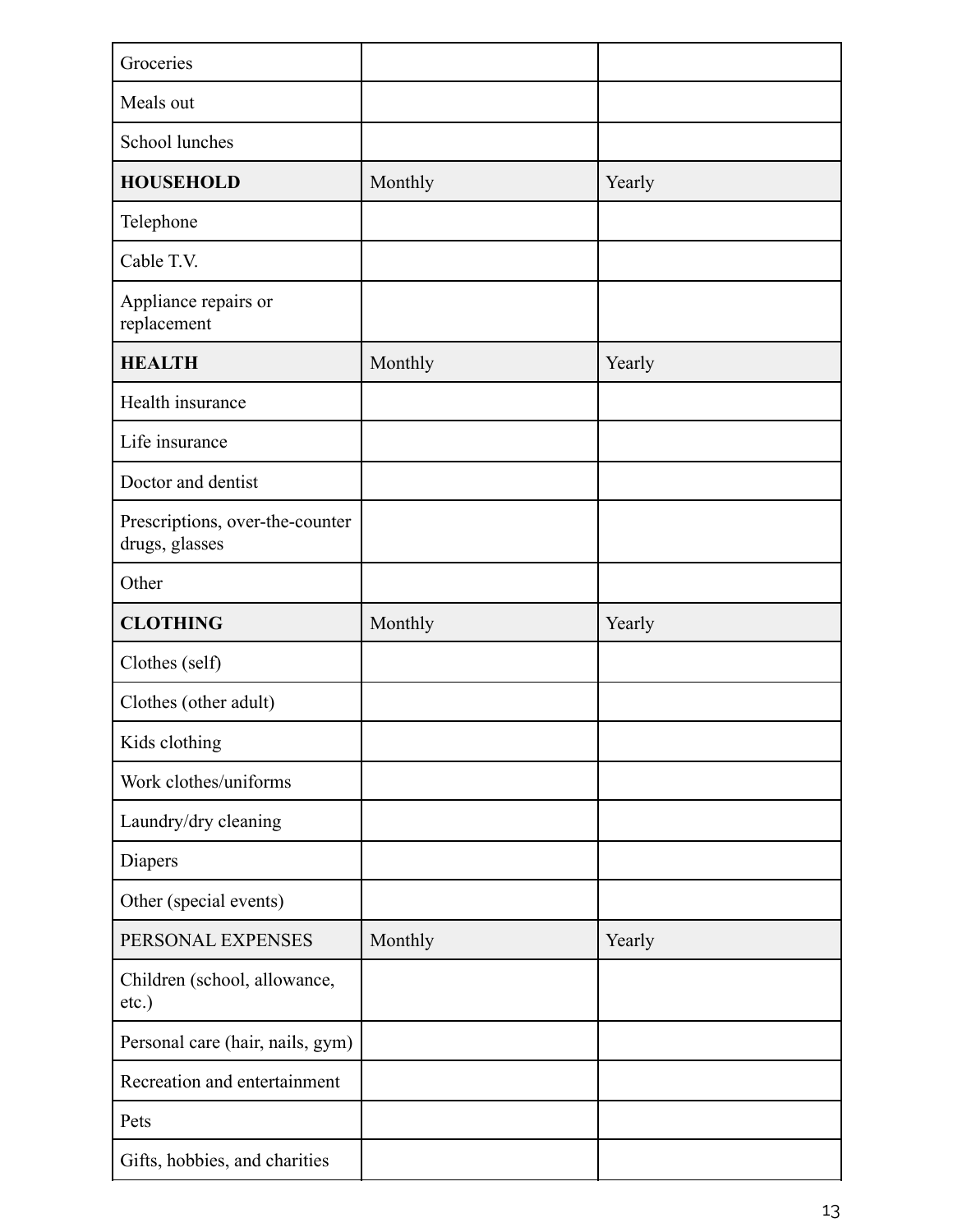| Groceries | | |
| --- | --- | --- |
| Meals out | | |
| School lunches | | |
| **HOUSEHOLD** | Monthly | Yearly |
| Telephone | | |
| Cable T.V. | | |
| Appliance repairs or replacement | | |
| **HEALTH** | Monthly | Yearly |
| Health insurance | | |
| Life insurance | | |
| Doctor and dentist | | |
| Prescriptions, over-the-counter drugs, glasses | | |
| Other | | |
| **CLOTHING** | Monthly | Yearly |
| Clothes (self) | | |
| Clothes (other adult) | | |
| Kids clothing | | |
| Work clothes/uniforms | | |
| Laundry/dry cleaning | | |
| Diapers | | |
| Other (special events) | | |
| PERSONAL EXPENSES | Monthly | Yearly |
| Children (school, allowance, etc.) | | |
| Personal care (hair, nails, gym) | | |
| Recreation and entertainment | | |
| Pets | | |
| Gifts, hobbies, and charities | | |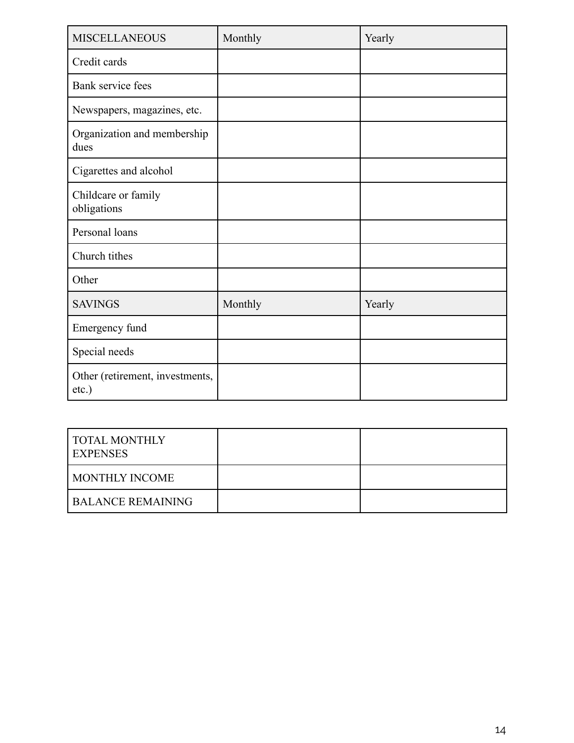| MISCELLANEOUS | Monthly | Yearly |
|---|---|---|
| Credit cards | | |
| Bank service fees | | |
| Newspapers, magazines, etc. | | |
| Organization and membership dues | | |
| Cigarettes and alcohol | | |
| Childcare or family obligations | | |
| Personal loans | | |
| Church tithes | | |
| Other | | |
| SAVINGS | Monthly | Yearly |
| Emergency fund | | |
| Special needs | | |
| Other (retirement, investments, etc.) | | |

| | | |
|---|---|---|
| TOTAL MONTHLY EXPENSES | | |
| MONTHLY INCOME | | |
| BALANCE REMAINING | | |